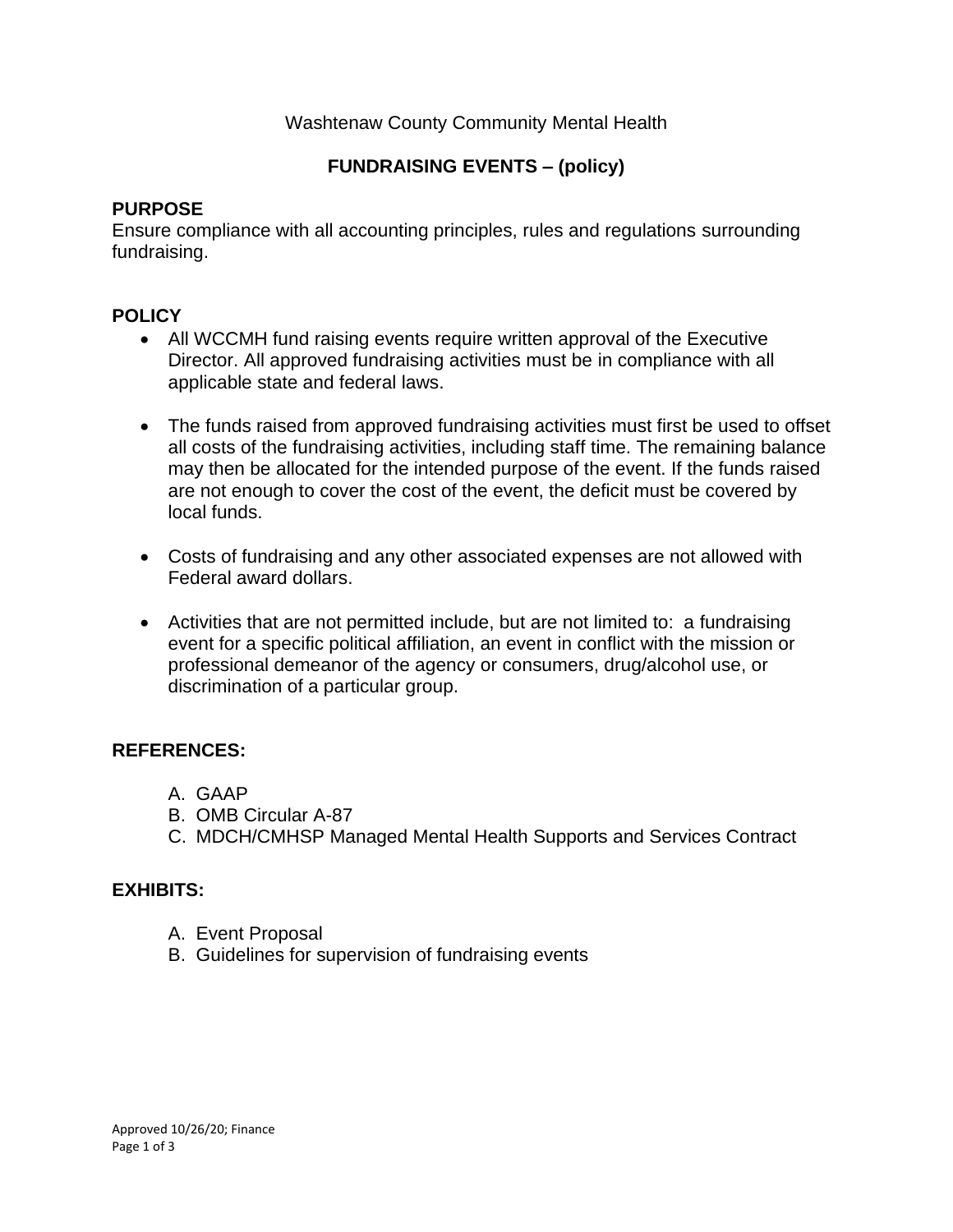Washtenaw County Community Mental Health

# FUNDRAISING EVENTS – (policy)

## PURPOSE

Ensure compliance with all accounting principles, rules and regulations surrounding fundraising.

## POLICY

- All WCCMH fund raising events require written approval of the Executive Director. All approved fundraising activities must be in compliance with all applicable state and federal laws.
- The funds raised from approved fundraising activities must first be used to offset all costs of the fundraising activities, including staff time. The remaining balance may then be allocated for the intended purpose of the event. If the funds raised are not enough to cover the cost of the event, the deficit must be covered by local funds.
- Costs of fundraising and any other associated expenses are not allowed with Federal award dollars.
- Activities that are not permitted include, but are not limited to: a fundraising event for a specific political affiliation, an event in conflict with the mission or professional demeanor of the agency or consumers, drug/alcohol use, or discrimination of a particular group.

## REFERENCES:

A. GAAP
B. OMB Circular A-87
C. MDCH/CMHSP Managed Mental Health Supports and Services Contract

## EXHIBITS:

A. Event Proposal
B. Guidelines for supervision of fundraising events

Approved 10/26/20; Finance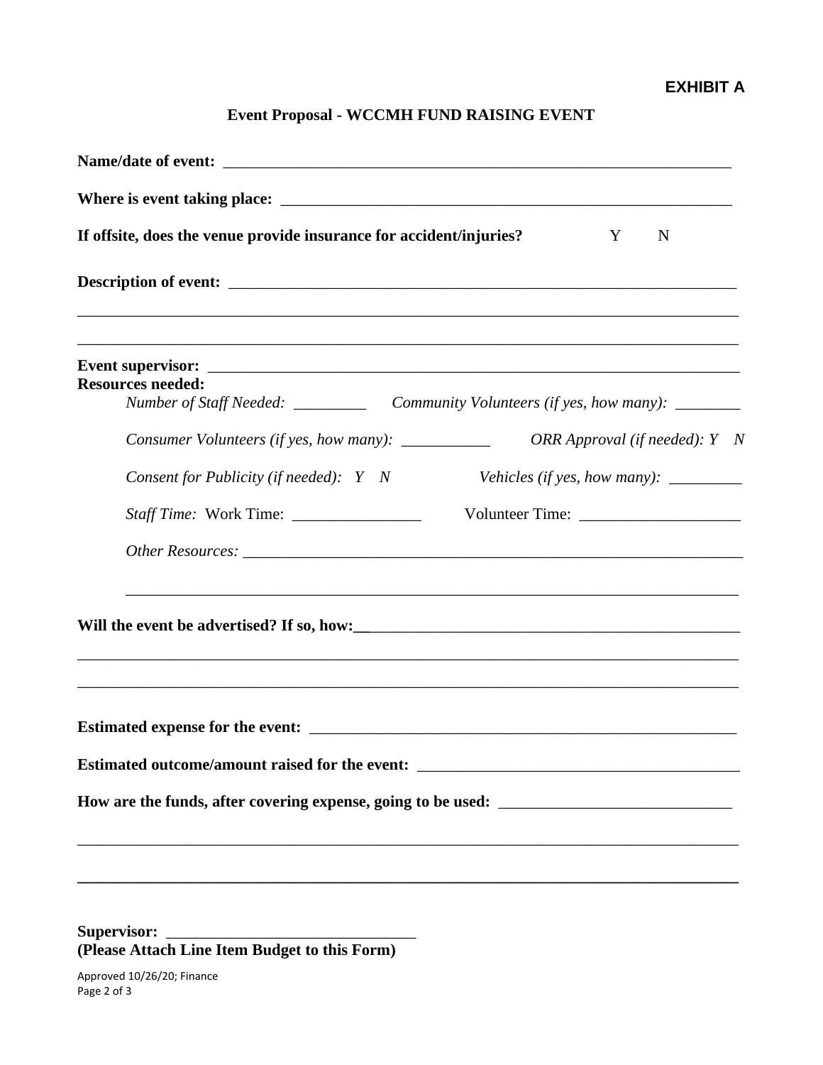**EXHIBIT A**

**Event Proposal - WCCMH FUND RAISING EVENT**

**Name/date of event:** ___________________________________________________________________

**Where is event taking place:** ___________________________________________________________

**If offsite, does the venue provide insurance for accident/injuries?** Y N

**Description of event:** ______________________________________________________________

_______________________________________________________________________________

_______________________________________________________________________________

**Event supervisor:** _________________________________________________________________

**Resources needed:**

*Number of Staff Needed:* _________ *Community Volunteers (if yes, how many):* ________

*Consumer Volunteers (if yes, how many):* ___________ *ORR Approval (if needed): Y N*

*Consent for Publicity (if needed): Y N* *Vehicles (if yes, how many):* _________

*Staff Time:* Work Time: ________________ Volunteer Time: ____________________

*Other Resources:* ______________________________________________________________

_______________________________________________________________________________

**Will the event be advertised? If so, how:**______________________________________________

_______________________________________________________________________________

_______________________________________________________________________________

**Estimated expense for the event:** _______________________________________________________

**Estimated outcome/amount raised for the event:** _________________________________________

**How are the funds, after covering expense, going to be used:** _____________________________

_______________________________________________________________________________

_______________________________________________________________________________

**Supervisor:** _______________________________

**(Please Attach Line Item Budget to this Form)**

Approved 10/26/20; Finance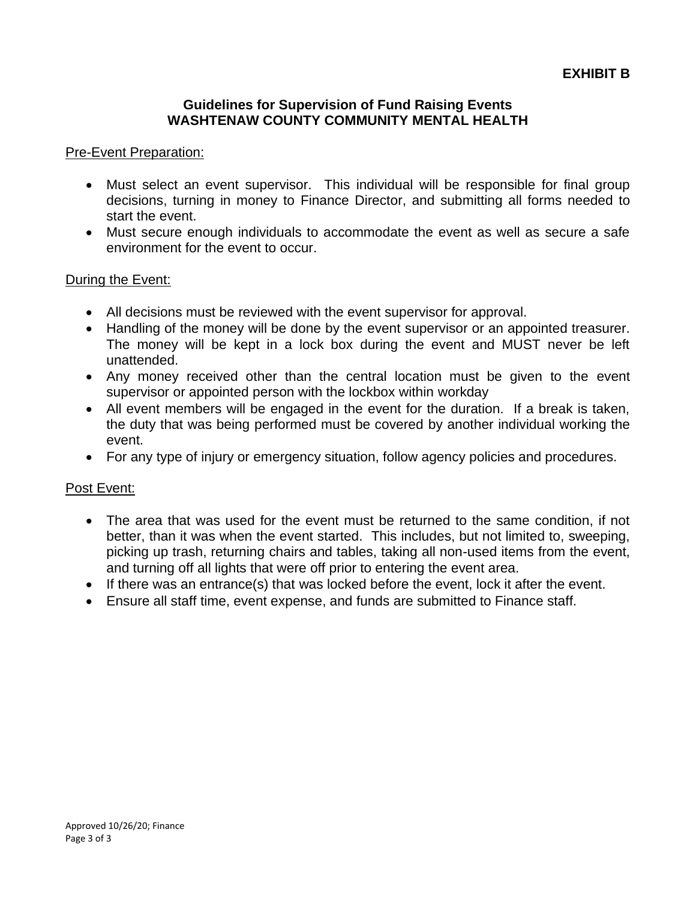**EXHIBIT B**

## Guidelines for Supervision of Fund Raising Events
## WASHTENAW COUNTY COMMUNITY MENTAL HEALTH

Pre-Event Preparation:

- Must select an event supervisor. This individual will be responsible for final group decisions, turning in money to Finance Director, and submitting all forms needed to start the event.
- Must secure enough individuals to accommodate the event as well as secure a safe environment for the event to occur.

During the Event:

- All decisions must be reviewed with the event supervisor for approval.
- Handling of the money will be done by the event supervisor or an appointed treasurer. The money will be kept in a lock box during the event and MUST never be left unattended.
- Any money received other than the central location must be given to the event supervisor or appointed person with the lockbox within workday
- All event members will be engaged in the event for the duration. If a break is taken, the duty that was being performed must be covered by another individual working the event.
- For any type of injury or emergency situation, follow agency policies and procedures.

Post Event:

- The area that was used for the event must be returned to the same condition, if not better, than it was when the event started. This includes, but not limited to, sweeping, picking up trash, returning chairs and tables, taking all non-used items from the event, and turning off all lights that were off prior to entering the event area.
- If there was an entrance(s) that was locked before the event, lock it after the event.
- Ensure all staff time, event expense, and funds are submitted to Finance staff.

Approved 10/26/20; Finance